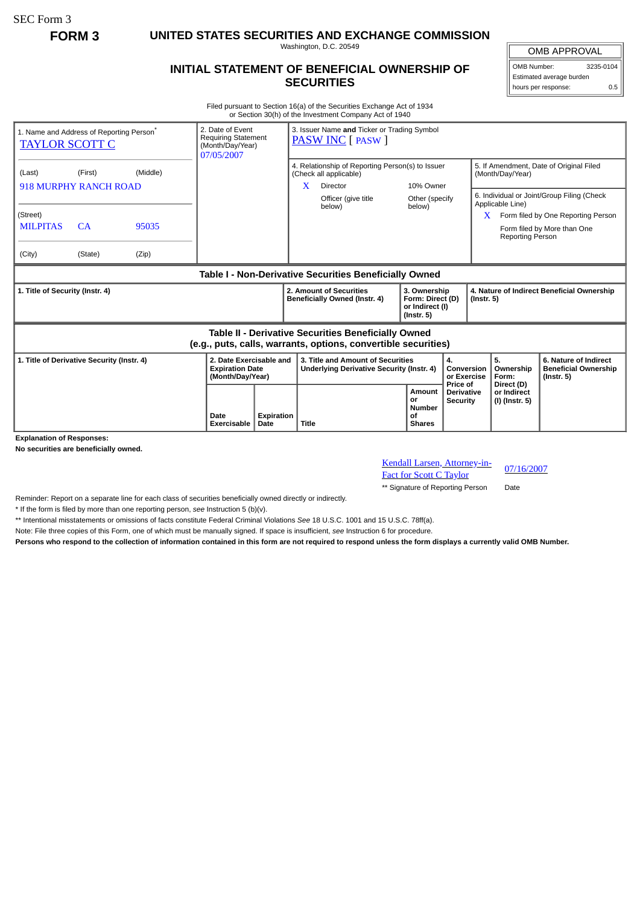SEC Form 3

**FORM 3**

# UNITED STATES SECURITIES AND EXCHANGE COMMISSION

Washington, D.C. 20549

## INITIAL STATEMENT OF BENEFICIAL OWNERSHIP OF SECURITIES

| OMB APPROVAL | |
|---|---|
| OMB Number: | 3235-0104 |
| Estimated average burden hours per response: | 0.5 |

Filed pursuant to Section 16(a) of the Securities Exchange Act of 1934 or Section 30(h) of the Investment Company Act of 1940

1. Name and Address of Reporting Person*
TAYLOR SCOTT C

(Last) (First) (Middle)
918 MURPHY RANCH ROAD

(Street)
MILPITAS CA 95035

(City) (State) (Zip)

2. Date of Event Requiring Statement (Month/Day/Year)
07/05/2007

3. Issuer Name **and** Ticker or Trading Symbol
PASW INC [ PASW ]

4. Relationship of Reporting Person(s) to Issuer (Check all applicable)
X Director
10% Owner
Officer (give title below)
Other (specify below)

5. If Amendment, Date of Original Filed (Month/Day/Year)

6. Individual or Joint/Group Filing (Check Applicable Line)
X Form filed by One Reporting Person
Form filed by More than One Reporting Person

### Table I - Non-Derivative Securities Beneficially Owned

| 1. Title of Security (Instr. 4) | 2. Amount of Securities Beneficially Owned (Instr. 4) | 3. Ownership Form: Direct (D) or Indirect (I) (Instr. 5) | 4. Nature of Indirect Beneficial Ownership (Instr. 5) |
|---|---|---|---|

### Table II - Derivative Securities Beneficially Owned (e.g., puts, calls, warrants, options, convertible securities)

| 1. Title of Derivative Security (Instr. 4) | 2. Date Exercisable and Expiration Date (Month/Day/Year) | | 3. Title and Amount of Securities Underlying Derivative Security (Instr. 4) | | 4. Conversion or Exercise Price of Derivative Security | 5. Ownership Form: Direct (D) or Indirect (I) (Instr. 5) | 6. Nature of Indirect Beneficial Ownership (Instr. 5) |
|---|---|---|---|---|---|---|---|
| | Date Exercisable | Expiration Date | Title | Amount or Number of Shares | | | |

**Explanation of Responses:**

**No securities are beneficially owned.**

Kendall Larsen, Attorney-in-Fact for Scott C Taylor 07/16/2007

** Signature of Reporting Person Date

Reminder: Report on a separate line for each class of securities beneficially owned directly or indirectly.

* If the form is filed by more than one reporting person, *see* Instruction 5 (b)(v).

** Intentional misstatements or omissions of facts constitute Federal Criminal Violations *See* 18 U.S.C. 1001 and 15 U.S.C. 78ff(a).

Note: File three copies of this Form, one of which must be manually signed. If space is insufficient, *see* Instruction 6 for procedure.

**Persons who respond to the collection of information contained in this form are not required to respond unless the form displays a currently valid OMB Number.**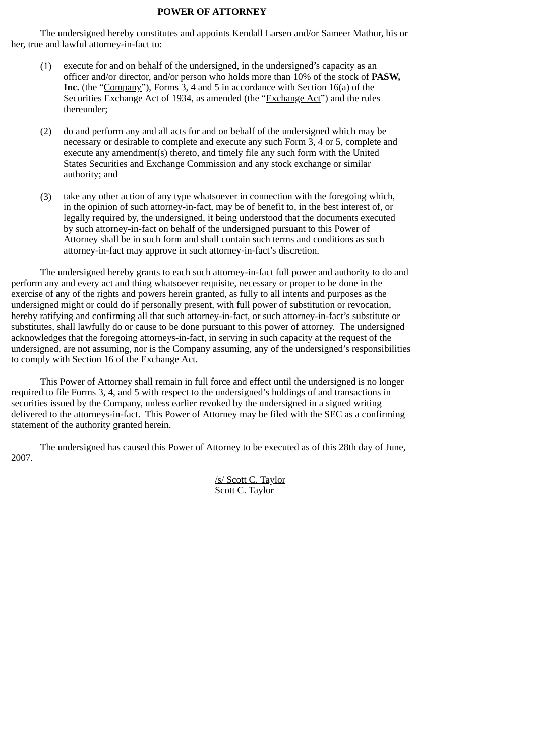# POWER OF ATTORNEY

The undersigned hereby constitutes and appoints Kendall Larsen and/or Sameer Mathur, his or her, true and lawful attorney-in-fact to:

(1) execute for and on behalf of the undersigned, in the undersigned's capacity as an officer and/or director, and/or person who holds more than 10% of the stock of **PASW, Inc.** (the "Company"), Forms 3, 4 and 5 in accordance with Section 16(a) of the Securities Exchange Act of 1934, as amended (the "Exchange Act") and the rules thereunder;

(2) do and perform any and all acts for and on behalf of the undersigned which may be necessary or desirable to complete and execute any such Form 3, 4 or 5, complete and execute any amendment(s) thereto, and timely file any such form with the United States Securities and Exchange Commission and any stock exchange or similar authority; and

(3) take any other action of any type whatsoever in connection with the foregoing which, in the opinion of such attorney-in-fact, may be of benefit to, in the best interest of, or legally required by, the undersigned, it being understood that the documents executed by such attorney-in-fact on behalf of the undersigned pursuant to this Power of Attorney shall be in such form and shall contain such terms and conditions as such attorney-in-fact may approve in such attorney-in-fact's discretion.

The undersigned hereby grants to each such attorney-in-fact full power and authority to do and perform any and every act and thing whatsoever requisite, necessary or proper to be done in the exercise of any of the rights and powers herein granted, as fully to all intents and purposes as the undersigned might or could do if personally present, with full power of substitution or revocation, hereby ratifying and confirming all that such attorney-in-fact, or such attorney-in-fact's substitute or substitutes, shall lawfully do or cause to be done pursuant to this power of attorney. The undersigned acknowledges that the foregoing attorneys-in-fact, in serving in such capacity at the request of the undersigned, are not assuming, nor is the Company assuming, any of the undersigned's responsibilities to comply with Section 16 of the Exchange Act.

This Power of Attorney shall remain in full force and effect until the undersigned is no longer required to file Forms 3, 4, and 5 with respect to the undersigned's holdings of and transactions in securities issued by the Company, unless earlier revoked by the undersigned in a signed writing delivered to the attorneys-in-fact. This Power of Attorney may be filed with the SEC as a confirming statement of the authority granted herein.

The undersigned has caused this Power of Attorney to be executed as of this 28th day of June, 2007.

/s/ Scott C. Taylor
Scott C. Taylor